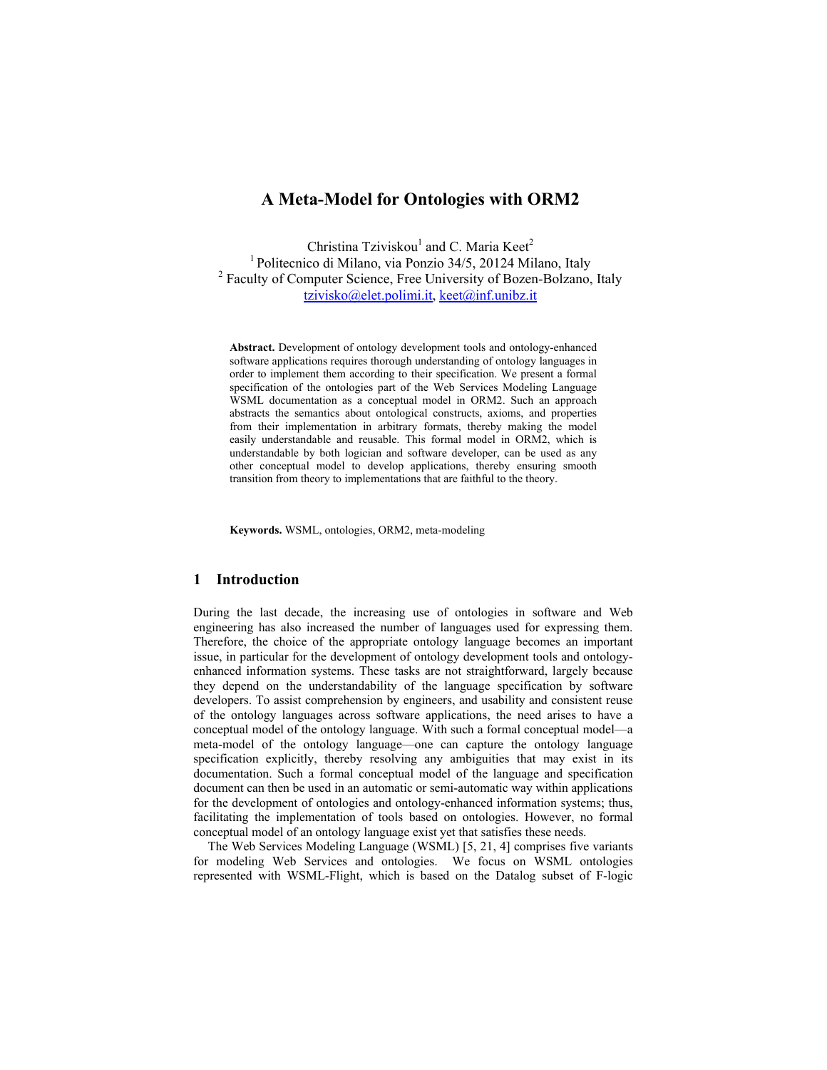# A Meta-Model for Ontologies with ORM2

Christina Tziviskou[1] and C. Maria Keet[2]

[1] Politecnico di Milano, via Ponzio 34/5, 20124 Milano, Italy

[2] Faculty of Computer Science, Free University of Bozen-Bolzano, Italy

tzivisko@elet.polimi.it, keet@inf.unibz.it

**Abstract.** Development of ontology development tools and ontology-enhanced software applications requires thorough understanding of ontology languages in order to implement them according to their specification. We present a formal specification of the ontologies part of the Web Services Modeling Language WSML documentation as a conceptual model in ORM2. Such an approach abstracts the semantics about ontological constructs, axioms, and properties from their implementation in arbitrary formats, thereby making the model easily understandable and reusable. This formal model in ORM2, which is understandable by both logician and software developer, can be used as any other conceptual model to develop applications, thereby ensuring smooth transition from theory to implementations that are faithful to the theory.

**Keywords.** WSML, ontologies, ORM2, meta-modeling

## 1 Introduction

During the last decade, the increasing use of ontologies in software and Web engineering has also increased the number of languages used for expressing them. Therefore, the choice of the appropriate ontology language becomes an important issue, in particular for the development of ontology development tools and ontology-enhanced information systems. These tasks are not straightforward, largely because they depend on the understandability of the language specification by software developers. To assist comprehension by engineers, and usability and consistent reuse of the ontology languages across software applications, the need arises to have a conceptual model of the ontology language. With such a formal conceptual model—a meta-model of the ontology language—one can capture the ontology language specification explicitly, thereby resolving any ambiguities that may exist in its documentation. Such a formal conceptual model of the language and specification document can then be used in an automatic or semi-automatic way within applications for the development of ontologies and ontology-enhanced information systems; thus, facilitating the implementation of tools based on ontologies. However, no formal conceptual model of an ontology language exist yet that satisfies these needs.

The Web Services Modeling Language (WSML) [5, 21, 4] comprises five variants for modeling Web Services and ontologies. We focus on WSML ontologies represented with WSML-Flight, which is based on the Datalog subset of F-logic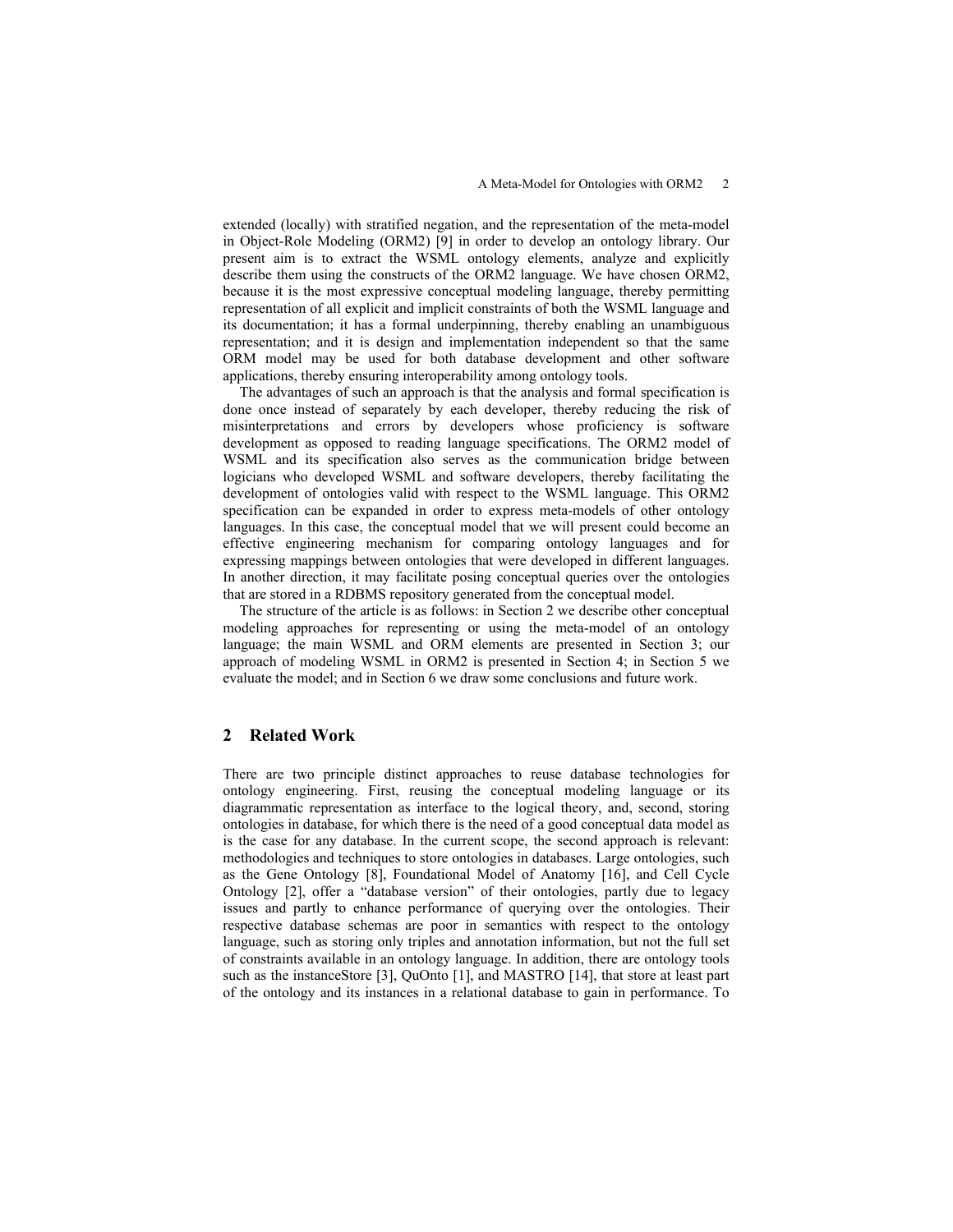extended (locally) with stratified negation, and the representation of the meta-model in Object-Role Modeling (ORM2) [9] in order to develop an ontology library. Our present aim is to extract the WSML ontology elements, analyze and explicitly describe them using the constructs of the ORM2 language. We have chosen ORM2, because it is the most expressive conceptual modeling language, thereby permitting representation of all explicit and implicit constraints of both the WSML language and its documentation; it has a formal underpinning, thereby enabling an unambiguous representation; and it is design and implementation independent so that the same ORM model may be used for both database development and other software applications, thereby ensuring interoperability among ontology tools.

The advantages of such an approach is that the analysis and formal specification is done once instead of separately by each developer, thereby reducing the risk of misinterpretations and errors by developers whose proficiency is software development as opposed to reading language specifications. The ORM2 model of WSML and its specification also serves as the communication bridge between logicians who developed WSML and software developers, thereby facilitating the development of ontologies valid with respect to the WSML language. This ORM2 specification can be expanded in order to express meta-models of other ontology languages. In this case, the conceptual model that we will present could become an effective engineering mechanism for comparing ontology languages and for expressing mappings between ontologies that were developed in different languages. In another direction, it may facilitate posing conceptual queries over the ontologies that are stored in a RDBMS repository generated from the conceptual model.

The structure of the article is as follows: in Section 2 we describe other conceptual modeling approaches for representing or using the meta-model of an ontology language; the main WSML and ORM elements are presented in Section 3; our approach of modeling WSML in ORM2 is presented in Section 4; in Section 5 we evaluate the model; and in Section 6 we draw some conclusions and future work.

## 2 Related Work

There are two principle distinct approaches to reuse database technologies for ontology engineering. First, reusing the conceptual modeling language or its diagrammatic representation as interface to the logical theory, and, second, storing ontologies in database, for which there is the need of a good conceptual data model as is the case for any database. In the current scope, the second approach is relevant: methodologies and techniques to store ontologies in databases. Large ontologies, such as the Gene Ontology [8], Foundational Model of Anatomy [16], and Cell Cycle Ontology [2], offer a "database version" of their ontologies, partly due to legacy issues and partly to enhance performance of querying over the ontologies. Their respective database schemas are poor in semantics with respect to the ontology language, such as storing only triples and annotation information, but not the full set of constraints available in an ontology language. In addition, there are ontology tools such as the instanceStore [3], QuOnto [1], and MASTRO [14], that store at least part of the ontology and its instances in a relational database to gain in performance. To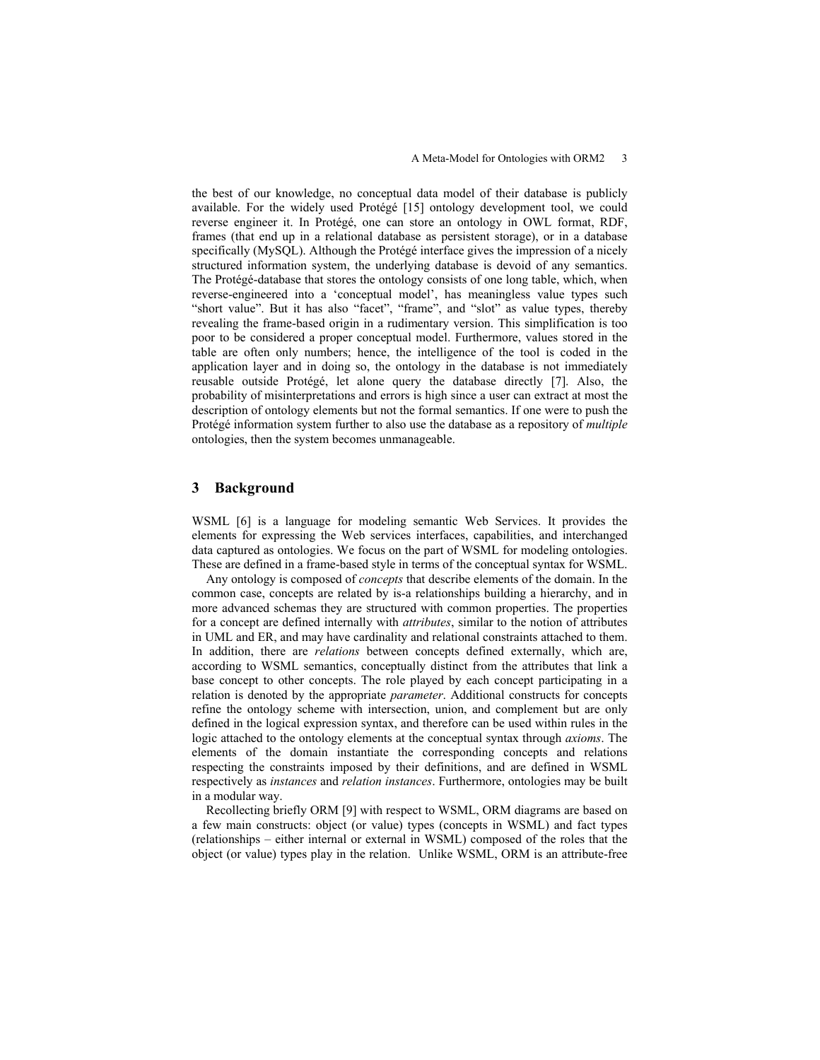the best of our knowledge, no conceptual data model of their database is publicly available. For the widely used Protégé [15] ontology development tool, we could reverse engineer it. In Protégé, one can store an ontology in OWL format, RDF, frames (that end up in a relational database as persistent storage), or in a database specifically (MySQL). Although the Protégé interface gives the impression of a nicely structured information system, the underlying database is devoid of any semantics. The Protégé-database that stores the ontology consists of one long table, which, when reverse-engineered into a 'conceptual model', has meaningless value types such "short value". But it has also "facet", "frame", and "slot" as value types, thereby revealing the frame-based origin in a rudimentary version. This simplification is too poor to be considered a proper conceptual model. Furthermore, values stored in the table are often only numbers; hence, the intelligence of the tool is coded in the application layer and in doing so, the ontology in the database is not immediately reusable outside Protégé, let alone query the database directly [7]. Also, the probability of misinterpretations and errors is high since a user can extract at most the description of ontology elements but not the formal semantics. If one were to push the Protégé information system further to also use the database as a repository of *multiple* ontologies, then the system becomes unmanageable.

## 3 Background

WSML [6] is a language for modeling semantic Web Services. It provides the elements for expressing the Web services interfaces, capabilities, and interchanged data captured as ontologies. We focus on the part of WSML for modeling ontologies. These are defined in a frame-based style in terms of the conceptual syntax for WSML.

Any ontology is composed of *concepts* that describe elements of the domain. In the common case, concepts are related by is-a relationships building a hierarchy, and in more advanced schemas they are structured with common properties. The properties for a concept are defined internally with *attributes*, similar to the notion of attributes in UML and ER, and may have cardinality and relational constraints attached to them. In addition, there are *relations* between concepts defined externally, which are, according to WSML semantics, conceptually distinct from the attributes that link a base concept to other concepts. The role played by each concept participating in a relation is denoted by the appropriate *parameter*. Additional constructs for concepts refine the ontology scheme with intersection, union, and complement but are only defined in the logical expression syntax, and therefore can be used within rules in the logic attached to the ontology elements at the conceptual syntax through *axioms*. The elements of the domain instantiate the corresponding concepts and relations respecting the constraints imposed by their definitions, and are defined in WSML respectively as *instances* and *relation instances*. Furthermore, ontologies may be built in a modular way.

Recollecting briefly ORM [9] with respect to WSML, ORM diagrams are based on a few main constructs: object (or value) types (concepts in WSML) and fact types (relationships – either internal or external in WSML) composed of the roles that the object (or value) types play in the relation. Unlike WSML, ORM is an attribute-free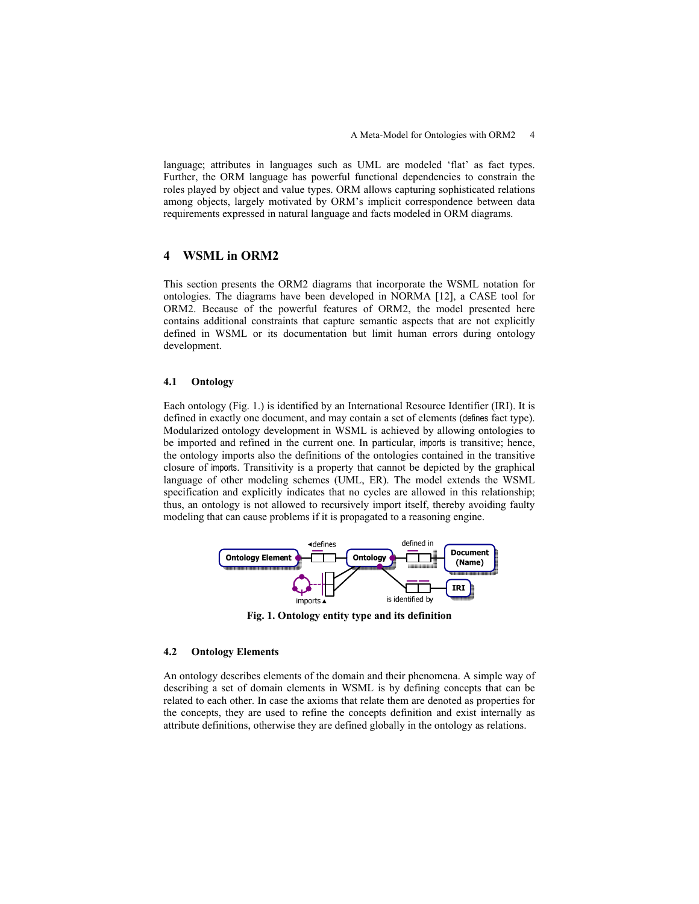language; attributes in languages such as UML are modeled 'flat' as fact types. Further, the ORM language has powerful functional dependencies to constrain the roles played by object and value types. ORM allows capturing sophisticated relations among objects, largely motivated by ORM's implicit correspondence between data requirements expressed in natural language and facts modeled in ORM diagrams.

## 4 WSML in ORM2

This section presents the ORM2 diagrams that incorporate the WSML notation for ontologies. The diagrams have been developed in NORMA [12], a CASE tool for ORM2. Because of the powerful features of ORM2, the model presented here contains additional constraints that capture semantic aspects that are not explicitly defined in WSML or its documentation but limit human errors during ontology development.

### 4.1 Ontology

Each ontology (Fig. 1.) is identified by an International Resource Identifier (IRI). It is defined in exactly one document, and may contain a set of elements (defines fact type). Modularized ontology development in WSML is achieved by allowing ontologies to be imported and refined in the current one. In particular, imports is transitive; hence, the ontology imports also the definitions of the ontologies contained in the transitive closure of imports. Transitivity is a property that cannot be depicted by the graphical language of other modeling schemes (UML, ER). The model extends the WSML specification and explicitly indicates that no cycles are allowed in this relationship; thus, an ontology is not allowed to recursively import itself, thereby avoiding faulty modeling that can cause problems if it is propagated to a reasoning engine.

Ontology Element
◂defines
Ontology
defined in
Document (Name)
imports▴
is identified by
IRI

**Fig. 1. Ontology entity type and its definition**

### 4.2 Ontology Elements

An ontology describes elements of the domain and their phenomena. A simple way of describing a set of domain elements in WSML is by defining concepts that can be related to each other. In case the axioms that relate them are denoted as properties for the concepts, they are used to refine the concepts definition and exist internally as attribute definitions, otherwise they are defined globally in the ontology as relations.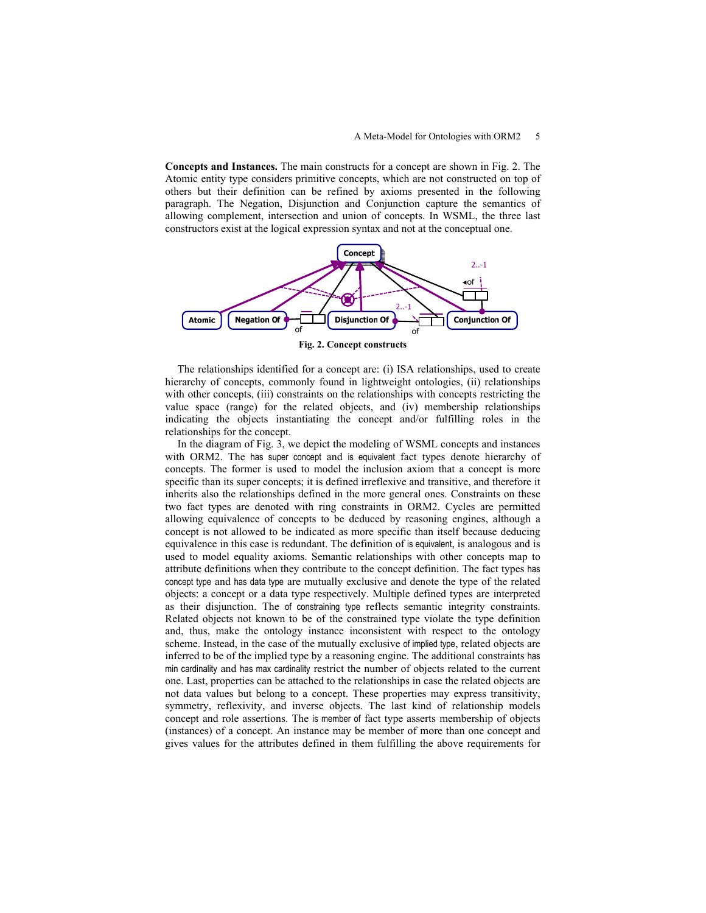**Concepts and Instances.** The main constructs for a concept are shown in Fig. 2. The Atomic entity type considers primitive concepts, which are not constructed on top of others but their definition can be refined by axioms presented in the following paragraph. The Negation, Disjunction and Conjunction capture the semantics of allowing complement, intersection and union of concepts. In WSML, the three last constructors exist at the logical expression syntax and not at the conceptual one.

Concept

2..-1

◂of

Atomic

Negation Of

of

Disjunction Of

2..-1

of

Conjunction Of

**Fig. 2. Concept constructs**

The relationships identified for a concept are: (i) ISA relationships, used to create hierarchy of concepts, commonly found in lightweight ontologies, (ii) relationships with other concepts, (iii) constraints on the relationships with concepts restricting the value space (range) for the related objects, and (iv) membership relationships indicating the objects instantiating the concept and/or fulfilling roles in the relationships for the concept.

In the diagram of Fig. 3, we depict the modeling of WSML concepts and instances with ORM2. The has super concept and is equivalent fact types denote hierarchy of concepts. The former is used to model the inclusion axiom that a concept is more specific than its super concepts; it is defined irreflexive and transitive, and therefore it inherits also the relationships defined in the more general ones. Constraints on these two fact types are denoted with ring constraints in ORM2. Cycles are permitted allowing equivalence of concepts to be deduced by reasoning engines, although a concept is not allowed to be indicated as more specific than itself because deducing equivalence in this case is redundant. The definition of is equivalent, is analogous and is used to model equality axioms. Semantic relationships with other concepts map to attribute definitions when they contribute to the concept definition. The fact types has concept type and has data type are mutually exclusive and denote the type of the related objects: a concept or a data type respectively. Multiple defined types are interpreted as their disjunction. The of constraining type reflects semantic integrity constraints. Related objects not known to be of the constrained type violate the type definition and, thus, make the ontology instance inconsistent with respect to the ontology scheme. Instead, in the case of the mutually exclusive of implied type, related objects are inferred to be of the implied type by a reasoning engine. The additional constraints has min cardinality and has max cardinality restrict the number of objects related to the current one. Last, properties can be attached to the relationships in case the related objects are not data values but belong to a concept. These properties may express transitivity, symmetry, reflexivity, and inverse objects. The last kind of relationship models concept and role assertions. The is member of fact type asserts membership of objects (instances) of a concept. An instance may be member of more than one concept and gives values for the attributes defined in them fulfilling the above requirements for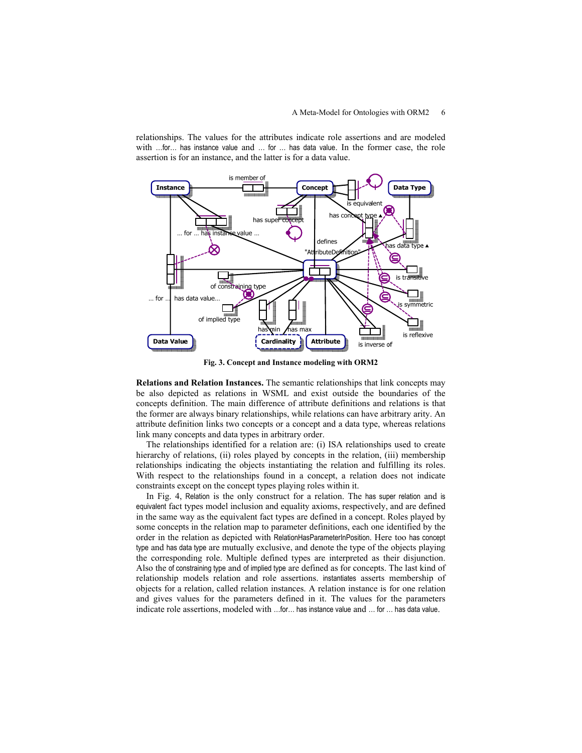relationships. The values for the attributes indicate role assertions and are modeled with …for… has instance value and … for … has data value. In the former case, the role assertion is for an instance, and the latter is for a data value.

Instance
is member of
Concept
is equivalent
Data Type
has super concept
has concept type ▲
… for … has instance value …
defines
"AttributeDefinition"
has data type ▲
is transitive
of constraining type
… for … has data value…
is symmetric
of implied type
has min
has max
is reflexive
is inverse of
Data Value
Cardinality
Attribute

**Fig. 3. Concept and Instance modeling with ORM2**

**Relations and Relation Instances.** The semantic relationships that link concepts may be also depicted as relations in WSML and exist outside the boundaries of the concepts definition. The main difference of attribute definitions and relations is that the former are always binary relationships, while relations can have arbitrary arity. An attribute definition links two concepts or a concept and a data type, whereas relations link many concepts and data types in arbitrary order.

The relationships identified for a relation are: (i) ISA relationships used to create hierarchy of relations, (ii) roles played by concepts in the relation, (iii) membership relationships indicating the objects instantiating the relation and fulfilling its roles. With respect to the relationships found in a concept, a relation does not indicate constraints except on the concept types playing roles within it.

In Fig. 4, Relation is the only construct for a relation. The has super relation and is equivalent fact types model inclusion and equality axioms, respectively, and are defined in the same way as the equivalent fact types are defined in a concept. Roles played by some concepts in the relation map to parameter definitions, each one identified by the order in the relation as depicted with RelationHasParameterInPosition. Here too has concept type and has data type are mutually exclusive, and denote the type of the objects playing the corresponding role. Multiple defined types are interpreted as their disjunction. Also the of constraining type and of implied type are defined as for concepts. The last kind of relationship models relation and role assertions. instantiates asserts membership of objects for a relation, called relation instances. A relation instance is for one relation and gives values for the parameters defined in it. The values for the parameters indicate role assertions, modeled with …for… has instance value and … for … has data value.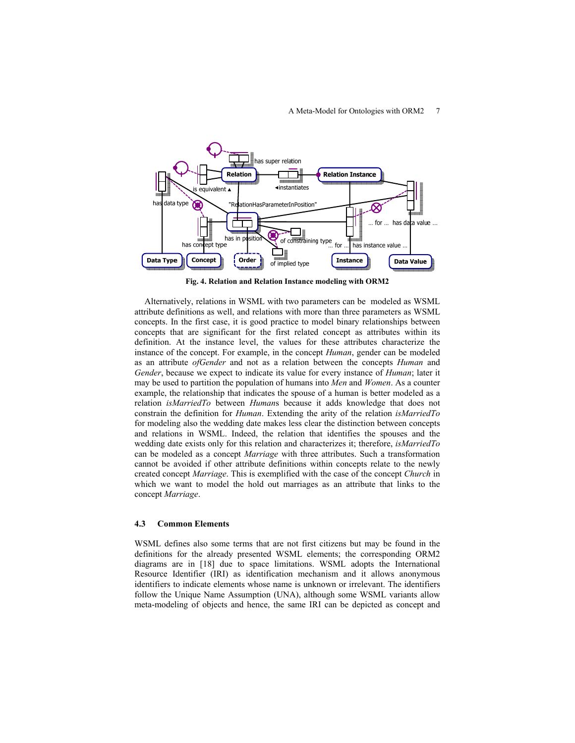has super relation

Relation

Relation Instance

is equivalent ▲

◂instantiates

has data type

"RelationHasParameterInPosition"

… for … has data value …

has concept type

has in position

of constraining type

… for … has instance value …

of implied type

Data Type

Concept

Order

Instance

Data Value

**Fig. 4. Relation and Relation Instance modeling with ORM2**

Alternatively, relations in WSML with two parameters can be modeled as WSML attribute definitions as well, and relations with more than three parameters as WSML concepts. In the first case, it is good practice to model binary relationships between concepts that are significant for the first related concept as attributes within its definition. At the instance level, the values for these attributes characterize the instance of the concept. For example, in the concept *Human*, gender can be modeled as an attribute *ofGender* and not as a relation between the concepts *Human* and *Gender*, because we expect to indicate its value for every instance of *Human*; later it may be used to partition the population of humans into *Men* and *Women*. As a counter example, the relationship that indicates the spouse of a human is better modeled as a relation *isMarriedTo* between *Human*s because it adds knowledge that does not constrain the definition for *Human*. Extending the arity of the relation *isMarriedTo* for modeling also the wedding date makes less clear the distinction between concepts and relations in WSML. Indeed, the relation that identifies the spouses and the wedding date exists only for this relation and characterizes it; therefore, *isMarriedTo* can be modeled as a concept *Marriage* with three attributes. Such a transformation cannot be avoided if other attribute definitions within concepts relate to the newly created concept *Marriage*. This is exemplified with the case of the concept *Church* in which we want to model the hold out marriages as an attribute that links to the concept *Marriage*.

### 4.3 Common Elements

WSML defines also some terms that are not first citizens but may be found in the definitions for the already presented WSML elements; the corresponding ORM2 diagrams are in [18] due to space limitations. WSML adopts the International Resource Identifier (IRI) as identification mechanism and it allows anonymous identifiers to indicate elements whose name is unknown or irrelevant. The identifiers follow the Unique Name Assumption (UNA), although some WSML variants allow meta-modeling of objects and hence, the same IRI can be depicted as concept and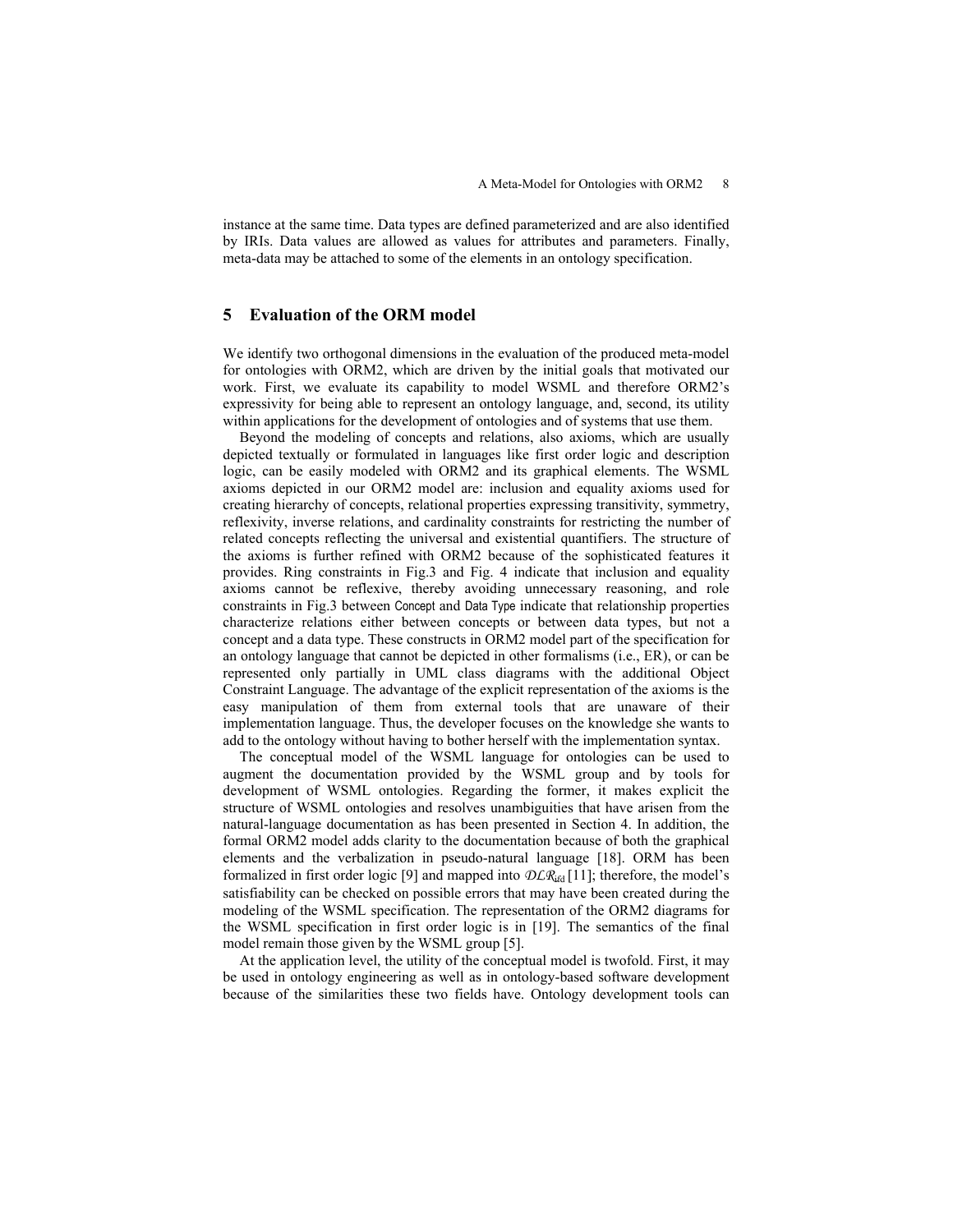instance at the same time. Data types are defined parameterized and are also identified by IRIs. Data values are allowed as values for attributes and parameters. Finally, meta-data may be attached to some of the elements in an ontology specification.

## 5 Evaluation of the ORM model

We identify two orthogonal dimensions in the evaluation of the produced meta-model for ontologies with ORM2, which are driven by the initial goals that motivated our work. First, we evaluate its capability to model WSML and therefore ORM2's expressivity for being able to represent an ontology language, and, second, its utility within applications for the development of ontologies and of systems that use them.

Beyond the modeling of concepts and relations, also axioms, which are usually depicted textually or formulated in languages like first order logic and description logic, can be easily modeled with ORM2 and its graphical elements. The WSML axioms depicted in our ORM2 model are: inclusion and equality axioms used for creating hierarchy of concepts, relational properties expressing transitivity, symmetry, reflexivity, inverse relations, and cardinality constraints for restricting the number of related concepts reflecting the universal and existential quantifiers. The structure of the axioms is further refined with ORM2 because of the sophisticated features it provides. Ring constraints in Fig.3 and Fig. 4 indicate that inclusion and equality axioms cannot be reflexive, thereby avoiding unnecessary reasoning, and role constraints in Fig.3 between Concept and Data Type indicate that relationship properties characterize relations either between concepts or between data types, but not a concept and a data type. These constructs in ORM2 model part of the specification for an ontology language that cannot be depicted in other formalisms (i.e., ER), or can be represented only partially in UML class diagrams with the additional Object Constraint Language. The advantage of the explicit representation of the axioms is the easy manipulation of them from external tools that are unaware of their implementation language. Thus, the developer focuses on the knowledge she wants to add to the ontology without having to bother herself with the implementation syntax.

The conceptual model of the WSML language for ontologies can be used to augment the documentation provided by the WSML group and by tools for development of WSML ontologies. Regarding the former, it makes explicit the structure of WSML ontologies and resolves unambiguities that have arisen from the natural-language documentation as has been presented in Section 4. In addition, the formal ORM2 model adds clarity to the documentation because of both the graphical elements and the verbalization in pseudo-natural language [18]. ORM has been formalized in first order logic [9] and mapped into $\mathcal{DLR}_{ifd}$ [11]; therefore, the model's satisfiability can be checked on possible errors that may have been created during the modeling of the WSML specification. The representation of the ORM2 diagrams for the WSML specification in first order logic is in [19]. The semantics of the final model remain those given by the WSML group [5].

At the application level, the utility of the conceptual model is twofold. First, it may be used in ontology engineering as well as in ontology-based software development because of the similarities these two fields have. Ontology development tools can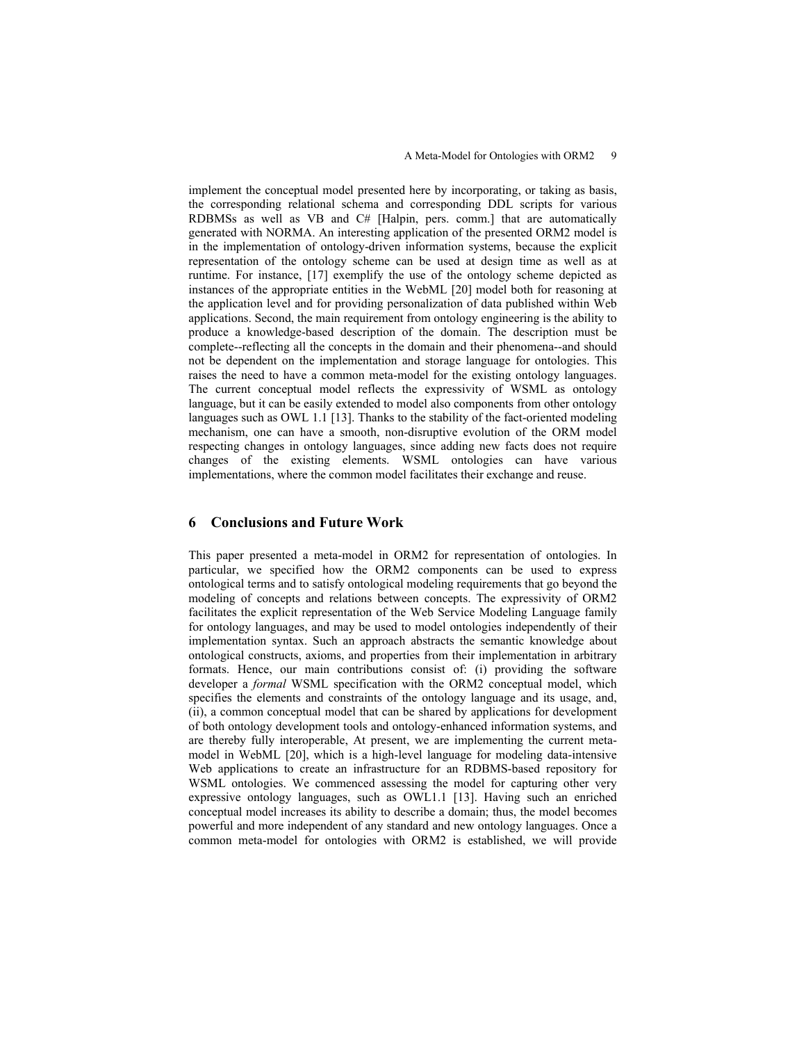implement the conceptual model presented here by incorporating, or taking as basis, the corresponding relational schema and corresponding DDL scripts for various RDBMSs as well as VB and C# [Halpin, pers. comm.] that are automatically generated with NORMA. An interesting application of the presented ORM2 model is in the implementation of ontology-driven information systems, because the explicit representation of the ontology scheme can be used at design time as well as at runtime. For instance, [17] exemplify the use of the ontology scheme depicted as instances of the appropriate entities in the WebML [20] model both for reasoning at the application level and for providing personalization of data published within Web applications. Second, the main requirement from ontology engineering is the ability to produce a knowledge-based description of the domain. The description must be complete--reflecting all the concepts in the domain and their phenomena--and should not be dependent on the implementation and storage language for ontologies. This raises the need to have a common meta-model for the existing ontology languages. The current conceptual model reflects the expressivity of WSML as ontology language, but it can be easily extended to model also components from other ontology languages such as OWL 1.1 [13]. Thanks to the stability of the fact-oriented modeling mechanism, one can have a smooth, non-disruptive evolution of the ORM model respecting changes in ontology languages, since adding new facts does not require changes of the existing elements. WSML ontologies can have various implementations, where the common model facilitates their exchange and reuse.

## 6 Conclusions and Future Work

This paper presented a meta-model in ORM2 for representation of ontologies. In particular, we specified how the ORM2 components can be used to express ontological terms and to satisfy ontological modeling requirements that go beyond the modeling of concepts and relations between concepts. The expressivity of ORM2 facilitates the explicit representation of the Web Service Modeling Language family for ontology languages, and may be used to model ontologies independently of their implementation syntax. Such an approach abstracts the semantic knowledge about ontological constructs, axioms, and properties from their implementation in arbitrary formats. Hence, our main contributions consist of: (i) providing the software developer a *formal* WSML specification with the ORM2 conceptual model, which specifies the elements and constraints of the ontology language and its usage, and, (ii), a common conceptual model that can be shared by applications for development of both ontology development tools and ontology-enhanced information systems, and are thereby fully interoperable, At present, we are implementing the current meta-model in WebML [20], which is a high-level language for modeling data-intensive Web applications to create an infrastructure for an RDBMS-based repository for WSML ontologies. We commenced assessing the model for capturing other very expressive ontology languages, such as OWL1.1 [13]. Having such an enriched conceptual model increases its ability to describe a domain; thus, the model becomes powerful and more independent of any standard and new ontology languages. Once a common meta-model for ontologies with ORM2 is established, we will provide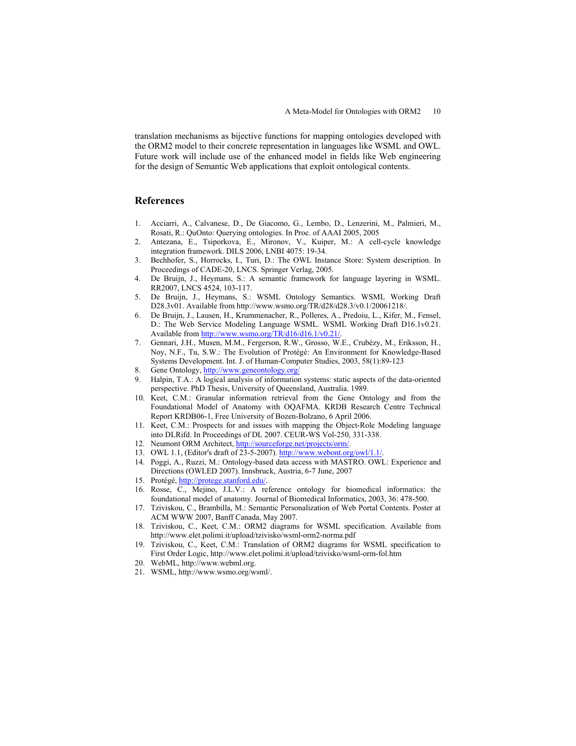translation mechanisms as bijective functions for mapping ontologies developed with the ORM2 model to their concrete representation in languages like WSML and OWL. Future work will include use of the enhanced model in fields like Web engineering for the design of Semantic Web applications that exploit ontological contents.

## References

1. Acciarri, A., Calvanese, D., De Giacomo, G., Lembo, D., Lenzerini, M., Palmieri, M., Rosati, R.: QuOnto: Querying ontologies. In Proc. of AAAI 2005, 2005
2. Antezana, E., Tsiporkova, E., Mironov, V., Kuiper, M.: A cell-cycle knowledge integration framework. DILS 2006, LNBI 4075: 19-34.
3. Bechhofer, S., Horrocks, I., Turi, D.: The OWL Instance Store: System description. In Proceedings of CADE-20, LNCS. Springer Verlag, 2005.
4. De Bruijn, J., Heymans, S.: A semantic framework for language layering in WSML. RR2007, LNCS 4524, 103-117.
5. De Bruijn, J., Heymans, S.: WSML Ontology Semantics. WSML Working Draft D28.3v01. Available from http://www.wsmo.org/TR/d28/d28.3/v0.1/20061218/.
6. De Bruijn, J., Lausen, H., Krummenacher, R., Polleres, A., Predoiu, L., Kifer, M., Fensel, D.: The Web Service Modeling Language WSML. WSML Working Draft D16.1v0.21. Available from http://www.wsmo.org/TR/d16/d16.1/v0.21/.
7. Gennari, J.H., Musen, M.M., Fergerson, R.W., Grosso, W.E., Crubézy, M., Eriksson, H., Noy, N.F., Tu, S.W.: The Evolution of Protégé: An Environment for Knowledge-Based Systems Development. Int. J. of Human-Computer Studies, 2003, 58(1):89-123
8. Gene Ontology, http://www.geneontology.org/
9. Halpin, T.A.: A logical analysis of information systems: static aspects of the data-oriented perspective. PhD Thesis, University of Queensland, Australia. 1989.
10. Keet, C.M.: Granular information retrieval from the Gene Ontology and from the Foundational Model of Anatomy with OQAFMA. KRDB Research Centre Technical Report KRDB06-1, Free University of Bozen-Bolzano, 6 April 2006.
11. Keet, C.M.: Prospects for and issues with mapping the Object-Role Modeling language into DLRifd. In Proceedings of DL 2007. CEUR-WS Vol-250, 331-338.
12. Neumont ORM Architect, http://sourceforge.net/projects/orm/.
13. OWL 1.1, (Editor's draft of 23-5-2007). http://www.webont.org/owl/1.1/.
14. Poggi, A., Ruzzi, M.: Ontology-based data access with MASTRO. OWL: Experience and Directions (OWLED 2007). Innsbruck, Austria, 6-7 June, 2007
15. Protégé, http://protege.stanford.edu/.
16. Rosse, C., Mejino, J.L.V.: A reference ontology for biomedical informatics: the foundational model of anatomy. Journal of Biomedical Informatics, 2003, 36: 478-500.
17. Tziviskou, C., Brambilla, M.: Semantic Personalization of Web Portal Contents. Poster at ACM WWW 2007, Banff Canada, May 2007.
18. Tziviskou, C., Keet, C.M.: ORM2 diagrams for WSML specification. Available from http://www.elet.polimi.it/upload/tzivisko/wsml-orm2-norma.pdf
19. Tziviskou, C., Keet, C.M.: Translation of ORM2 diagrams for WSML specification to First Order Logic, http://www.elet.polimi.it/upload/tzivisko/wsml-orm-fol.htm
20. WebML, http://www.webml.org.
21. WSML, http://www.wsmo.org/wsml/.